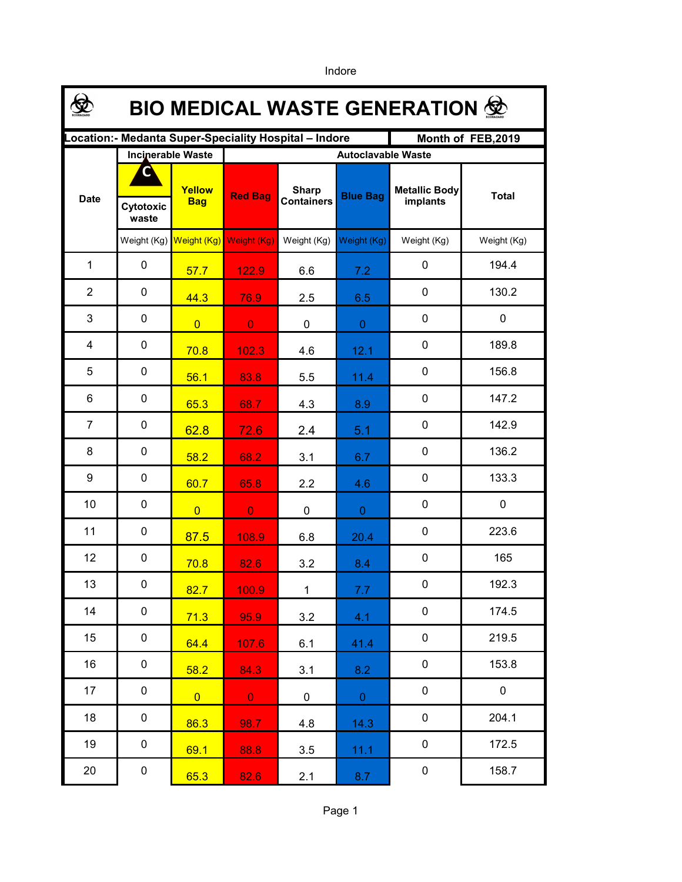Indore

# BIO MEDICAL WASTE GENERATION

| Location:- Medanta Super-Speciality Hospital – Indore | | | | | | | Month of FEB,2019 |
|---|---|---|---|---|---|---|---|
| Date | Incinerable Waste | | Autoclavable Waste | | | | |
| | Cytotoxic waste | Yellow Bag | Red Bag | Sharp Containers | Blue Bag | Metallic Body implants | Total |
| | Weight (Kg) | Weight (Kg) | Weight (Kg) | Weight (Kg) | Weight (Kg) | Weight (Kg) | Weight (Kg) |
| 1 | 0 | 57.7 | 122.9 | 6.6 | 7.2 | 0 | 194.4 |
| 2 | 0 | 44.3 | 76.9 | 2.5 | 6.5 | 0 | 130.2 |
| 3 | 0 | 0 | 0 | 0 | 0 | 0 | 0 |
| 4 | 0 | 70.8 | 102.3 | 4.6 | 12.1 | 0 | 189.8 |
| 5 | 0 | 56.1 | 83.8 | 5.5 | 11.4 | 0 | 156.8 |
| 6 | 0 | 65.3 | 68.7 | 4.3 | 8.9 | 0 | 147.2 |
| 7 | 0 | 62.8 | 72.6 | 2.4 | 5.1 | 0 | 142.9 |
| 8 | 0 | 58.2 | 68.2 | 3.1 | 6.7 | 0 | 136.2 |
| 9 | 0 | 60.7 | 65.8 | 2.2 | 4.6 | 0 | 133.3 |
| 10 | 0 | 0 | 0 | 0 | 0 | 0 | 0 |
| 11 | 0 | 87.5 | 108.9 | 6.8 | 20.4 | 0 | 223.6 |
| 12 | 0 | 70.8 | 82.6 | 3.2 | 8.4 | 0 | 165 |
| 13 | 0 | 82.7 | 100.9 | 1 | 7.7 | 0 | 192.3 |
| 14 | 0 | 71.3 | 95.9 | 3.2 | 4.1 | 0 | 174.5 |
| 15 | 0 | 64.4 | 107.6 | 6.1 | 41.4 | 0 | 219.5 |
| 16 | 0 | 58.2 | 84.3 | 3.1 | 8.2 | 0 | 153.8 |
| 17 | 0 | 0 | 0 | 0 | 0 | 0 | 0 |
| 18 | 0 | 86.3 | 98.7 | 4.8 | 14.3 | 0 | 204.1 |
| 19 | 0 | 69.1 | 88.8 | 3.5 | 11.1 | 0 | 172.5 |
| 20 | 0 | 65.3 | 82.6 | 2.1 | 8.7 | 0 | 158.7 |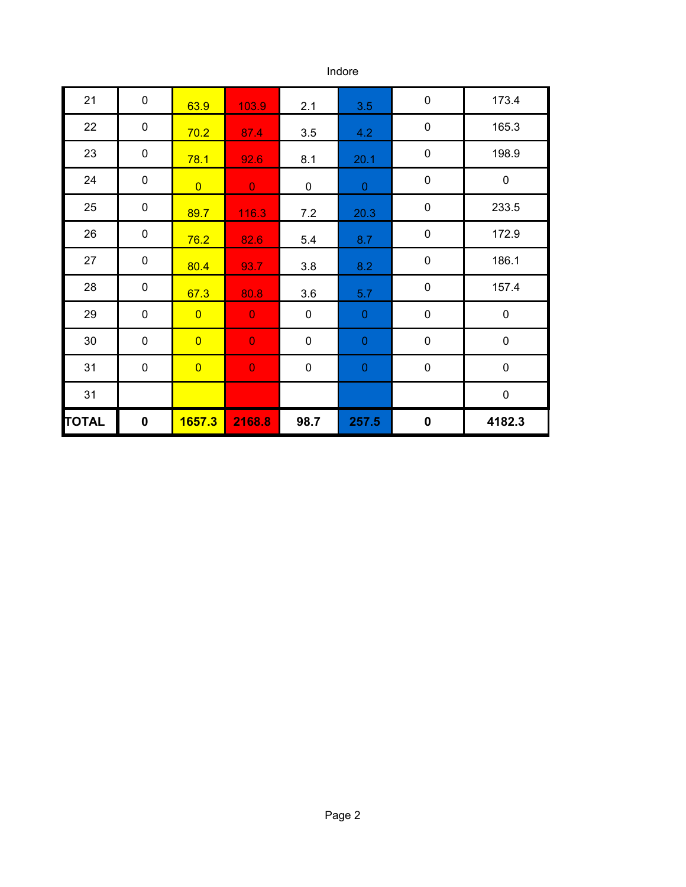Indore

| | | | | | | | |
|---|---|---|---|---|---|---|---|
| 21 | 0 | 63.9 | 103.9 | 2.1 | 3.5 | 0 | 173.4 |
| 22 | 0 | 70.2 | 87.4 | 3.5 | 4.2 | 0 | 165.3 |
| 23 | 0 | 78.1 | 92.6 | 8.1 | 20.1 | 0 | 198.9 |
| 24 | 0 | 0 | 0 | 0 | 0 | 0 | 0 |
| 25 | 0 | 89.7 | 116.3 | 7.2 | 20.3 | 0 | 233.5 |
| 26 | 0 | 76.2 | 82.6 | 5.4 | 8.7 | 0 | 172.9 |
| 27 | 0 | 80.4 | 93.7 | 3.8 | 8.2 | 0 | 186.1 |
| 28 | 0 | 67.3 | 80.8 | 3.6 | 5.7 | 0 | 157.4 |
| 29 | 0 | 0 | 0 | 0 | 0 | 0 | 0 |
| 30 | 0 | 0 | 0 | 0 | 0 | 0 | 0 |
| 31 | 0 | 0 | 0 | 0 | 0 | 0 | 0 |
| 31 | | | | | | | 0 |
| **TOTAL** | **0** | **1657.3** | **2168.8** | **98.7** | **257.5** | **0** | **4182.3** |